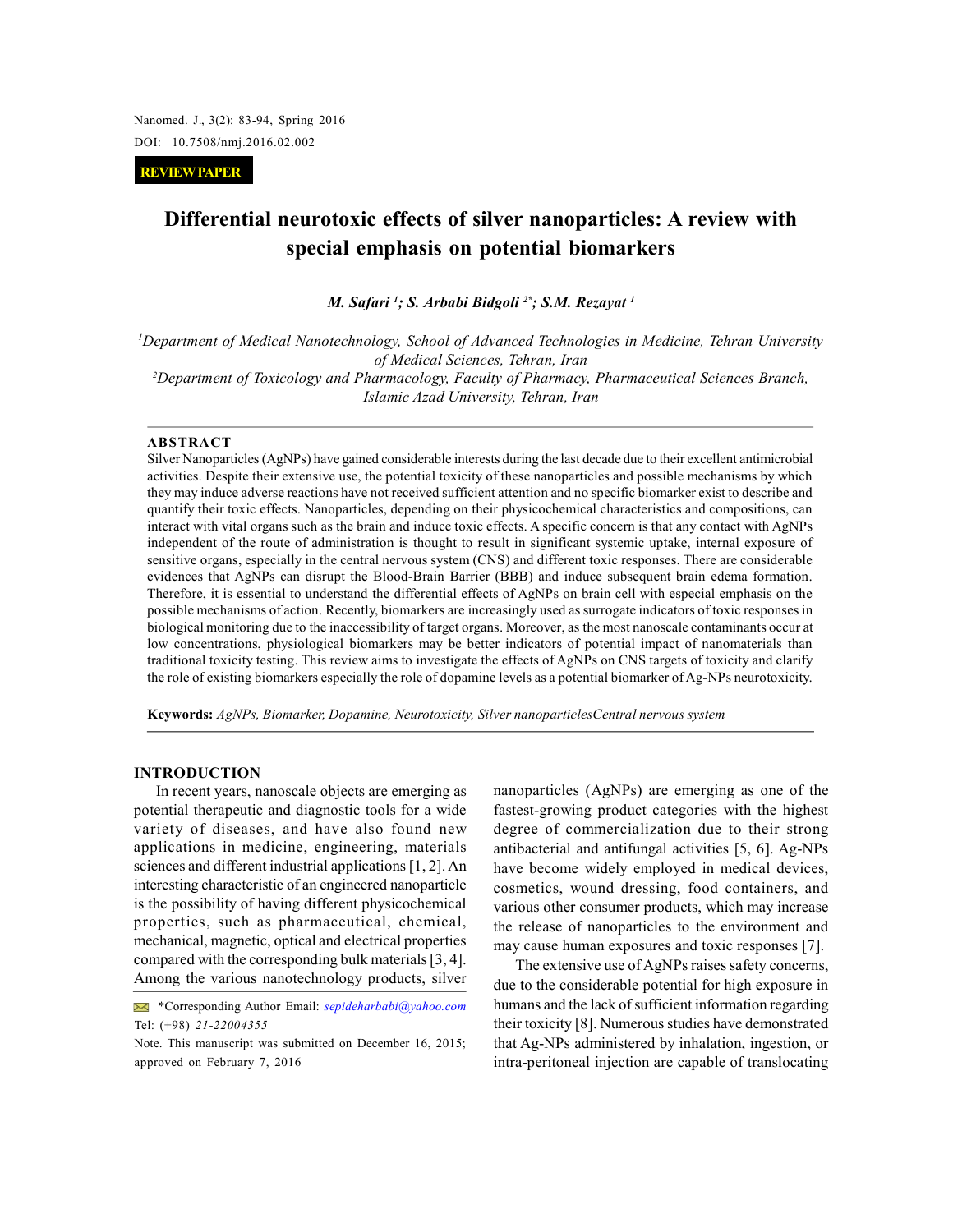**REVIEW PAPER**

# Differential neurotoxic effects of silver nanoparticles: A review with special emphasis on potential biomarkers

*M. Safari [1]; S. Arbabi Bidgoli [2*]; S.M. Rezayat [1]*

[1]Department of Medical Nanotechnology, School of Advanced Technologies in Medicine, Tehran University of Medical Sciences, Tehran, Iran

[2]Department of Toxicology and Pharmacology, Faculty of Pharmacy, Pharmaceutical Sciences Branch, Islamic Azad University, Tehran, Iran

## ABSTRACT

Silver Nanoparticles (AgNPs) have gained considerable interests during the last decade due to their excellent antimicrobial activities. Despite their extensive use, the potential toxicity of these nanoparticles and possible mechanisms by which they may induce adverse reactions have not received sufficient attention and no specific biomarker exist to describe and quantify their toxic effects. Nanoparticles, depending on their physicochemical characteristics and compositions, can interact with vital organs such as the brain and induce toxic effects. A specific concern is that any contact with AgNPs independent of the route of administration is thought to result in significant systemic uptake, internal exposure of sensitive organs, especially in the central nervous system (CNS) and different toxic responses. There are considerable evidences that AgNPs can disrupt the Blood-Brain Barrier (BBB) and induce subsequent brain edema formation. Therefore, it is essential to understand the differential effects of AgNPs on brain cell with especial emphasis on the possible mechanisms of action. Recently, biomarkers are increasingly used as surrogate indicators of toxic responses in biological monitoring due to the inaccessibility of target organs. Moreover, as the most nanoscale contaminants occur at low concentrations, physiological biomarkers may be better indicators of potential impact of nanomaterials than traditional toxicity testing. This review aims to investigate the effects of AgNPs on CNS targets of toxicity and clarify the role of existing biomarkers especially the role of dopamine levels as a potential biomarker of Ag-NPs neurotoxicity.

**Keywords:** *AgNPs, Biomarker, Dopamine, Neurotoxicity, Silver nanoparticlesCentral nervous system*

## INTRODUCTION

In recent years, nanoscale objects are emerging as potential therapeutic and diagnostic tools for a wide variety of diseases, and have also found new applications in medicine, engineering, materials sciences and different industrial applications [1, 2]. An interesting characteristic of an engineered nanoparticle is the possibility of having different physicochemical properties, such as pharmaceutical, chemical, mechanical, magnetic, optical and electrical properties compared with the corresponding bulk materials [3, 4]. Among the various nanotechnology products, silver nanoparticles (AgNPs) are emerging as one of the fastest-growing product categories with the highest degree of commercialization due to their strong antibacterial and antifungal activities [5, 6]. Ag-NPs have become widely employed in medical devices, cosmetics, wound dressing, food containers, and various other consumer products, which may increase the release of nanoparticles to the environment and may cause human exposures and toxic responses [7].

The extensive use of AgNPs raises safety concerns, due to the considerable potential for high exposure in humans and the lack of sufficient information regarding their toxicity [8]. Numerous studies have demonstrated that Ag-NPs administered by inhalation, ingestion, or intra-peritoneal injection are capable of translocating

*Corresponding Author Email: *sepideharbabi@yahoo.com*
Tel: (+98) *21-22004355*

Note. This manuscript was submitted on December 16, 2015; approved on February 7, 2016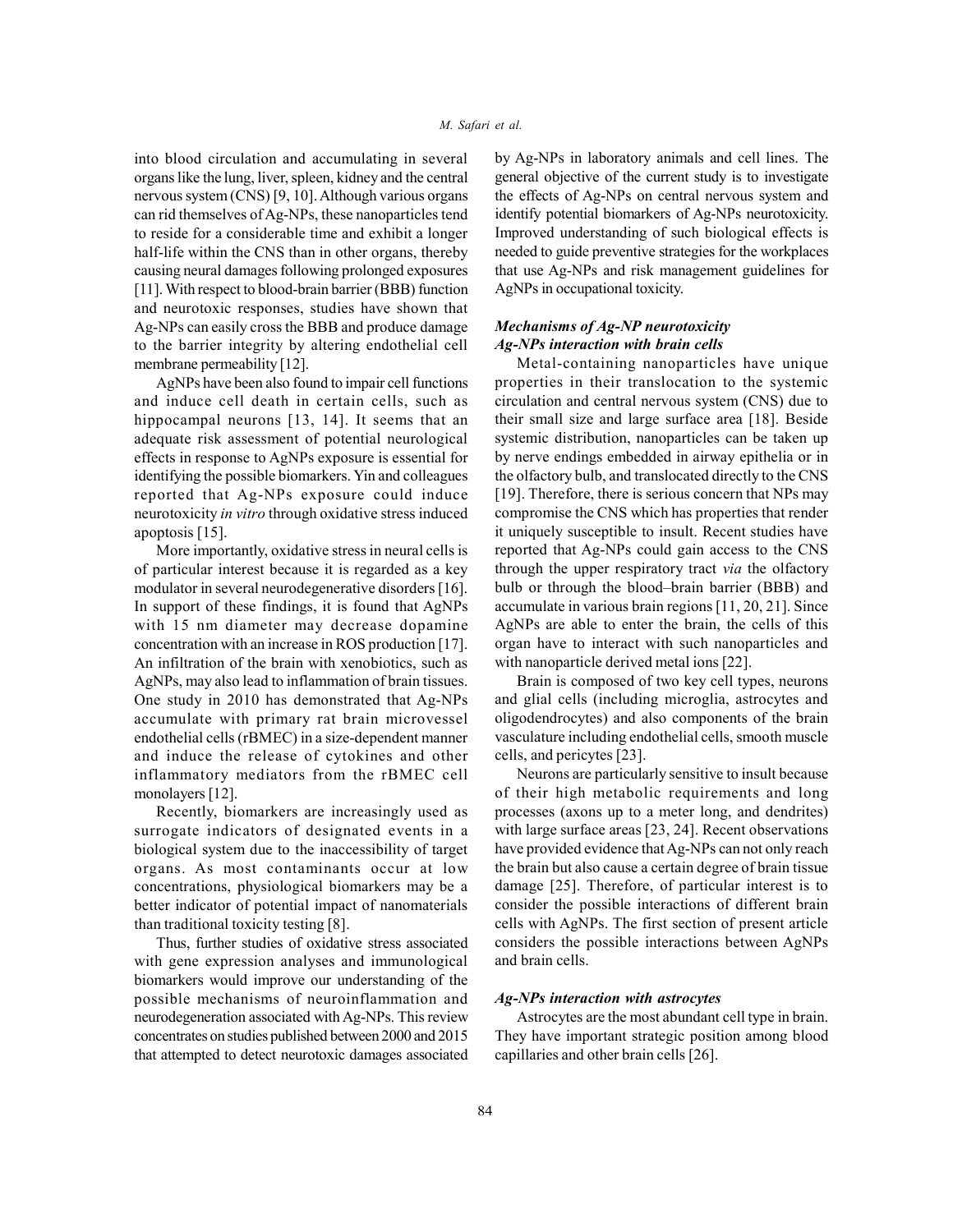into blood circulation and accumulating in several organs like the lung, liver, spleen, kidney and the central nervous system (CNS) [9, 10]. Although various organs can rid themselves of Ag-NPs, these nanoparticles tend to reside for a considerable time and exhibit a longer half-life within the CNS than in other organs, thereby causing neural damages following prolonged exposures [11]. With respect to blood-brain barrier (BBB) function and neurotoxic responses, studies have shown that Ag-NPs can easily cross the BBB and produce damage to the barrier integrity by altering endothelial cell membrane permeability [12].

AgNPs have been also found to impair cell functions and induce cell death in certain cells, such as hippocampal neurons [13, 14]. It seems that an adequate risk assessment of potential neurological effects in response to AgNPs exposure is essential for identifying the possible biomarkers. Yin and colleagues reported that Ag-NPs exposure could induce neurotoxicity *in vitro* through oxidative stress induced apoptosis [15].

More importantly, oxidative stress in neural cells is of particular interest because it is regarded as a key modulator in several neurodegenerative disorders [16]. In support of these findings, it is found that AgNPs with 15 nm diameter may decrease dopamine concentration with an increase in ROS production [17]. An infiltration of the brain with xenobiotics, such as AgNPs, may also lead to inflammation of brain tissues. One study in 2010 has demonstrated that Ag-NPs accumulate with primary rat brain microvessel endothelial cells (rBMEC) in a size-dependent manner and induce the release of cytokines and other inflammatory mediators from the rBMEC cell monolayers [12].

Recently, biomarkers are increasingly used as surrogate indicators of designated events in a biological system due to the inaccessibility of target organs. As most contaminants occur at low concentrations, physiological biomarkers may be a better indicator of potential impact of nanomaterials than traditional toxicity testing [8].

Thus, further studies of oxidative stress associated with gene expression analyses and immunological biomarkers would improve our understanding of the possible mechanisms of neuroinflammation and neurodegeneration associated with Ag-NPs. This review concentrates on studies published between 2000 and 2015 that attempted to detect neurotoxic damages associated by Ag-NPs in laboratory animals and cell lines. The general objective of the current study is to investigate the effects of Ag-NPs on central nervous system and identify potential biomarkers of Ag-NPs neurotoxicity. Improved understanding of such biological effects is needed to guide preventive strategies for the workplaces that use Ag-NPs and risk management guidelines for AgNPs in occupational toxicity.

## *Mechanisms of Ag-NP neurotoxicity*

### *Ag-NPs interaction with brain cells*

Metal-containing nanoparticles have unique properties in their translocation to the systemic circulation and central nervous system (CNS) due to their small size and large surface area [18]. Beside systemic distribution, nanoparticles can be taken up by nerve endings embedded in airway epithelia or in the olfactory bulb, and translocated directly to the CNS [19]. Therefore, there is serious concern that NPs may compromise the CNS which has properties that render it uniquely susceptible to insult. Recent studies have reported that Ag-NPs could gain access to the CNS through the upper respiratory tract *via* the olfactory bulb or through the blood–brain barrier (BBB) and accumulate in various brain regions [11, 20, 21]. Since AgNPs are able to enter the brain, the cells of this organ have to interact with such nanoparticles and with nanoparticle derived metal ions [22].

Brain is composed of two key cell types, neurons and glial cells (including microglia, astrocytes and oligodendrocytes) and also components of the brain vasculature including endothelial cells, smooth muscle cells, and pericytes [23].

Neurons are particularly sensitive to insult because of their high metabolic requirements and long processes (axons up to a meter long, and dendrites) with large surface areas [23, 24]. Recent observations have provided evidence that Ag-NPs can not only reach the brain but also cause a certain degree of brain tissue damage [25]. Therefore, of particular interest is to consider the possible interactions of different brain cells with AgNPs. The first section of present article considers the possible interactions between AgNPs and brain cells.

### *Ag-NPs interaction with astrocytes*

Astrocytes are the most abundant cell type in brain. They have important strategic position among blood capillaries and other brain cells [26].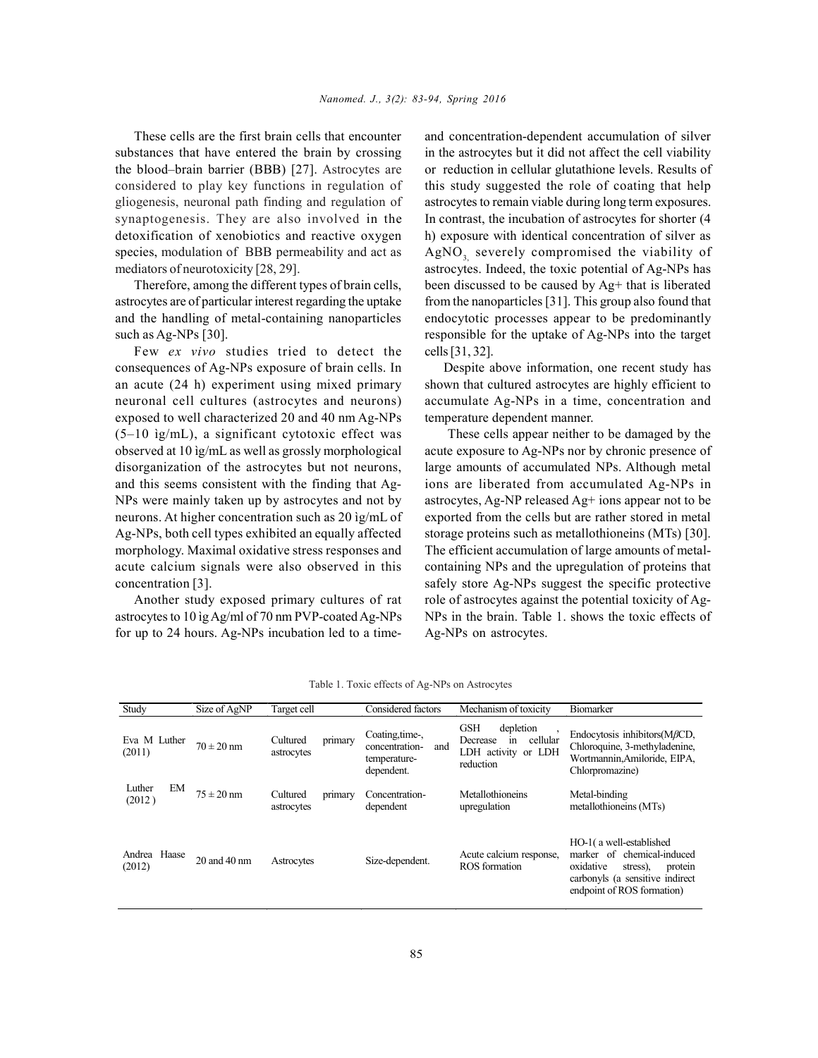These cells are the first brain cells that encounter substances that have entered the brain by crossing the blood–brain barrier (BBB) [27]. Astrocytes are considered to play key functions in regulation of gliogenesis, neuronal path finding and regulation of synaptogenesis. They are also involved in the detoxification of xenobiotics and reactive oxygen species, modulation of BBB permeability and act as mediators of neurotoxicity [28, 29].

Therefore, among the different types of brain cells, astrocytes are of particular interest regarding the uptake and the handling of metal-containing nanoparticles such as Ag-NPs [30].

Few *ex vivo* studies tried to detect the consequences of Ag-NPs exposure of brain cells. In an acute (24 h) experiment using mixed primary neuronal cell cultures (astrocytes and neurons) exposed to well characterized 20 and 40 nm Ag-NPs (5–10 ìg/mL), a significant cytotoxic effect was observed at 10 ìg/mL as well as grossly morphological disorganization of the astrocytes but not neurons, and this seems consistent with the finding that Ag-NPs were mainly taken up by astrocytes and not by neurons. At higher concentration such as 20 ìg/mL of Ag-NPs, both cell types exhibited an equally affected morphology. Maximal oxidative stress responses and acute calcium signals were also observed in this concentration [3].

Another study exposed primary cultures of rat astrocytes to 10 ìg Ag/ml of 70 nm PVP-coated Ag-NPs for up to 24 hours. Ag-NPs incubation led to a time- and concentration-dependent accumulation of silver in the astrocytes but it did not affect the cell viability or reduction in cellular glutathione levels. Results of this study suggested the role of coating that help astrocytes to remain viable during long term exposures. In contrast, the incubation of astrocytes for shorter (4 h) exposure with identical concentration of silver as $AgNO_3$, severely compromised the viability of astrocytes. Indeed, the toxic potential of Ag-NPs has been discussed to be caused by Ag+ that is liberated from the nanoparticles [31]. This group also found that endocytotic processes appear to be predominantly responsible for the uptake of Ag-NPs into the target cells [31, 32].

Despite above information, one recent study has shown that cultured astrocytes are highly efficient to accumulate Ag-NPs in a time, concentration and temperature dependent manner.

These cells appear neither to be damaged by the acute exposure to Ag-NPs nor by chronic presence of large amounts of accumulated NPs. Although metal ions are liberated from accumulated Ag-NPs in astrocytes, Ag-NP released Ag+ ions appear not to be exported from the cells but are rather stored in metal storage proteins such as metallothioneins (MTs) [30]. The efficient accumulation of large amounts of metal-containing NPs and the upregulation of proteins that safely store Ag-NPs suggest the specific protective role of astrocytes against the potential toxicity of Ag-NPs in the brain. Table 1. shows the toxic effects of Ag-NPs on astrocytes.

Table 1. Toxic effects of Ag-NPs on Astrocytes

| Study | Size of AgNP | Target cell | Considered factors | Mechanism of toxicity | Biomarker |
|---|---|---|---|---|---|
| Eva M Luther (2011) | 70 ± 20 nm | Cultured primary astrocytes | Coating,time-, concentration- and temperature-dependent. | GSH depletion , Decrease in cellular LDH activity or LDH reduction | Endocytosis inhibitors(MβCD, Chloroquine, 3-methyladenine, Wortmannin,Amiloride, EIPA, Chlorpromazine) |
| Luther EM (2012 ) | 75 ± 20 nm | Cultured primary astrocytes | Concentration-dependent | Metallothioneins upregulation | Metal-binding metallothioneins (MTs) |
| Andrea Haase (2012) | 20 and 40 nm | Astrocytes | Size-dependent. | Acute calcium response, ROS formation | HO-1( a well-established marker of chemical-induced oxidative stress), protein carbonyls (a sensitive indirect endpoint of ROS formation) |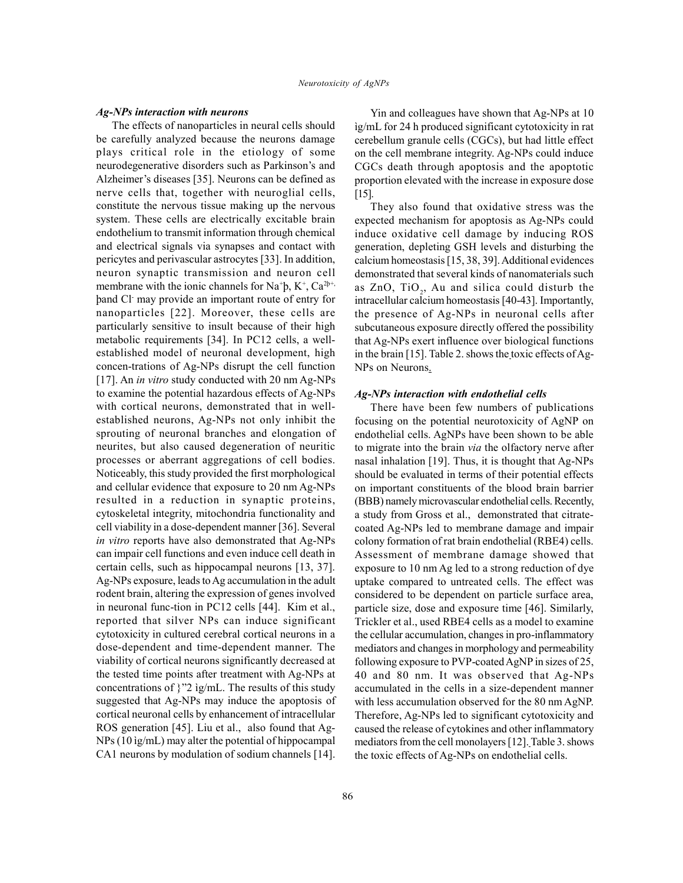### *Ag-NPs interaction with neurons*

The effects of nanoparticles in neural cells should be carefully analyzed because the neurons damage plays critical role in the etiology of some neurodegenerative disorders such as Parkinson's and Alzheimer's diseases [35]. Neurons can be defined as nerve cells that, together with neuroglial cells, constitute the nervous tissue making up the nervous system. These cells are electrically excitable brain endothelium to transmit information through chemical and electrical signals via synapses and contact with pericytes and perivascular astrocytes [33]. In addition, neuron synaptic transmission and neuron cell membrane with the ionic channels for $Na^+$þ, $K^+$, $Ca^{2þ+}$, þand $Cl^-$ may provide an important route of entry for nanoparticles [22]. Moreover, these cells are particularly sensitive to insult because of their high metabolic requirements [34]. In PC12 cells, a well-established model of neuronal development, high concen-trations of Ag-NPs disrupt the cell function [17]. An *in vitro* study conducted with 20 nm Ag-NPs to examine the potential hazardous effects of Ag-NPs with cortical neurons, demonstrated that in well-established neurons, Ag-NPs not only inhibit the sprouting of neuronal branches and elongation of neurites, but also caused degeneration of neuritic processes or aberrant aggregations of cell bodies. Noticeably, this study provided the first morphological and cellular evidence that exposure to 20 nm Ag-NPs resulted in a reduction in synaptic proteins, cytoskeletal integrity, mitochondria functionality and cell viability in a dose-dependent manner [36]. Several *in vitro* reports have also demonstrated that Ag-NPs can impair cell functions and even induce cell death in certain cells, such as hippocampal neurons [13, 37]. Ag-NPs exposure, leads to Ag accumulation in the adult rodent brain, altering the expression of genes involved in neuronal func-tion in PC12 cells [44]. Kim et al., reported that silver NPs can induce significant cytotoxicity in cultured cerebral cortical neurons in a dose-dependent and time-dependent manner. The viability of cortical neurons significantly decreased at the tested time points after treatment with Ag-NPs at concentrations of }"2 ìg/mL. The results of this study suggested that Ag-NPs may induce the apoptosis of cortical neuronal cells by enhancement of intracellular ROS generation [45]. Liu et al., also found that Ag-NPs (10 ìg/mL) may alter the potential of hippocampal CA1 neurons by modulation of sodium channels [14].

Yin and colleagues have shown that Ag-NPs at 10 ìg/mL for 24 h produced significant cytotoxicity in rat cerebellum granule cells (CGCs), but had little effect on the cell membrane integrity. Ag-NPs could induce CGCs death through apoptosis and the apoptotic proportion elevated with the increase in exposure dose [15].

They also found that oxidative stress was the expected mechanism for apoptosis as Ag-NPs could induce oxidative cell damage by inducing ROS generation, depleting GSH levels and disturbing the calcium homeostasis [15, 38, 39]. Additional evidences demonstrated that several kinds of nanomaterials such as ZnO, $TiO_2$, Au and silica could disturb the intracellular calcium homeostasis [40-43]. Importantly, the presence of Ag-NPs in neuronal cells after subcutaneous exposure directly offered the possibility that Ag-NPs exert influence over biological functions in the brain [15]. Table 2. shows the toxic effects of Ag-NPs on Neurons.

### *Ag-NPs interaction with endothelial cells*

There have been few numbers of publications focusing on the potential neurotoxicity of AgNP on endothelial cells. AgNPs have been shown to be able to migrate into the brain *via* the olfactory nerve after nasal inhalation [19]. Thus, it is thought that Ag-NPs should be evaluated in terms of their potential effects on important constituents of the blood brain barrier (BBB) namely microvascular endothelial cells. Recently, a study from Gross et al., demonstrated that citrate-coated Ag-NPs led to membrane damage and impair colony formation of rat brain endothelial (RBE4) cells. Assessment of membrane damage showed that exposure to 10 nm Ag led to a strong reduction of dye uptake compared to untreated cells. The effect was considered to be dependent on particle surface area, particle size, dose and exposure time [46]. Similarly, Trickler et al., used RBE4 cells as a model to examine the cellular accumulation, changes in pro-inflammatory mediators and changes in morphology and permeability following exposure to PVP-coated AgNP in sizes of 25, 40 and 80 nm. It was observed that Ag-NPs accumulated in the cells in a size-dependent manner with less accumulation observed for the 80 nm AgNP. Therefore, Ag-NPs led to significant cytotoxicity and caused the release of cytokines and other inflammatory mediators from the cell monolayers [12]. Table 3. shows the toxic effects of Ag-NPs on endothelial cells.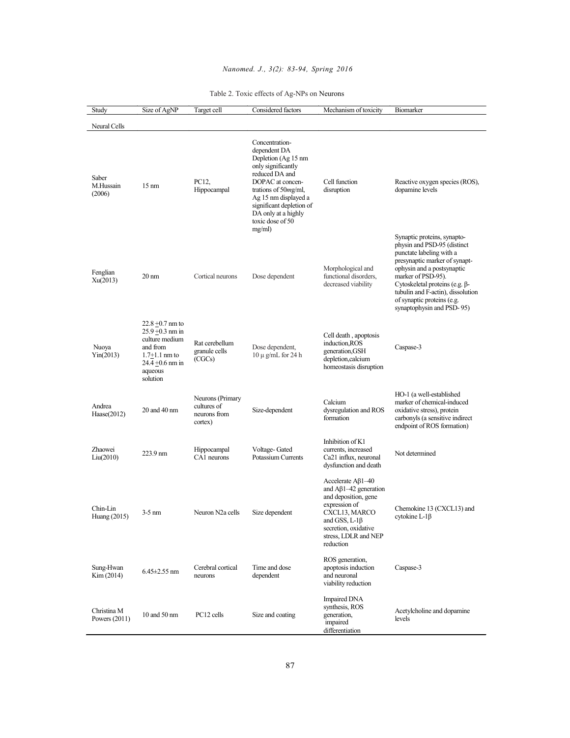Table 2. Toxic effects of Ag-NPs on Neurons

| Study | Size of AgNP | Target cell | Considered factors | Mechanism of toxicity | Biomarker |
|---|---|---|---|---|---|
| Neural Cells | | | | | |
| Saber M.Hussain (2006) | 15 nm | PC12, Hippocampal | Concentration-dependent DA Depletion (Ag 15 nm only significantly reduced DA and DOPAC at concentrations of 50*mg*/ml, Ag 15 nm displayed a significant depletion of DA only at a highly toxic dose of 50 mg/ml) | Cell function disruption | Reactive oxygen species (ROS), dopamine levels |
| Fenglian Xu(2013) | 20 nm | Cortical neurons | Dose dependent | Morphological and functional disorders, decreased viability | Synaptic proteins, synaptophysin and PSD-95 (distinct punctate labeling with a presynaptic marker of synaptophysin and a postsynaptic marker of PSD-95). Cytoskeletal proteins (e.g. β-tubulin and F-actin), dissolution of synaptic proteins (e.g. synaptophysin and PSD- 95) |
| Nuoya Yin(2013) | 22.8 ±0.7 nm to 25.9 ±0.3 nm in culture medium and from 1.7±1.1 nm to 24.4 ±0.6 nm in aqueous solution | Rat cerebellum granule cells (CGCs) | Dose dependent, 10 µ g/mL for 24 h | Cell death , apoptosis induction,ROS generation,GSH depletion,calcium homeostasis disruption | Caspase-3 |
| Andrea Haase(2012) | 20 and 40 nm | Neurons (Primary cultures of neurons from cortex) | Size-dependent | Calcium dysregulation and ROS formation | HO-1 (a well-established marker of chemical-induced oxidative stress), protein carbonyls (a sensitive indirect endpoint of ROS formation) |
| Zhaowei Liu(2010) | 223.9 nm | Hippocampal CA1 neurons | Voltage- Gated Potassium Currents | Inhibition of K1 currents, increased Ca21 influx, neuronal dysfunction and death | Not determined |
| Chin-Lin Huang (2015) | 3-5 nm | Neuron N2a cells | Size dependent | Accelerate Aβ1–40 and Aβ1–42 generation and deposition, gene expression of CXCL13, MARCO and GSS, L-1β secretion, oxidative stress, LDLR and NEP reduction | Chemokine 13 (CXCL13) and cytokine L-1β |
| Sung-Hwan Kim (2014) | 6.45±2.55 nm | Cerebral cortical neurons | Time and dose dependent | ROS generation, apoptosis induction and neuronal viability reduction | Caspase-3 |
| Christina M Powers (2011) | 10 and 50 nm | PC12 cells | Size and coating | Impaired DNA synthesis, ROS generation, impaired differentiation | Acetylcholine and dopamine levels |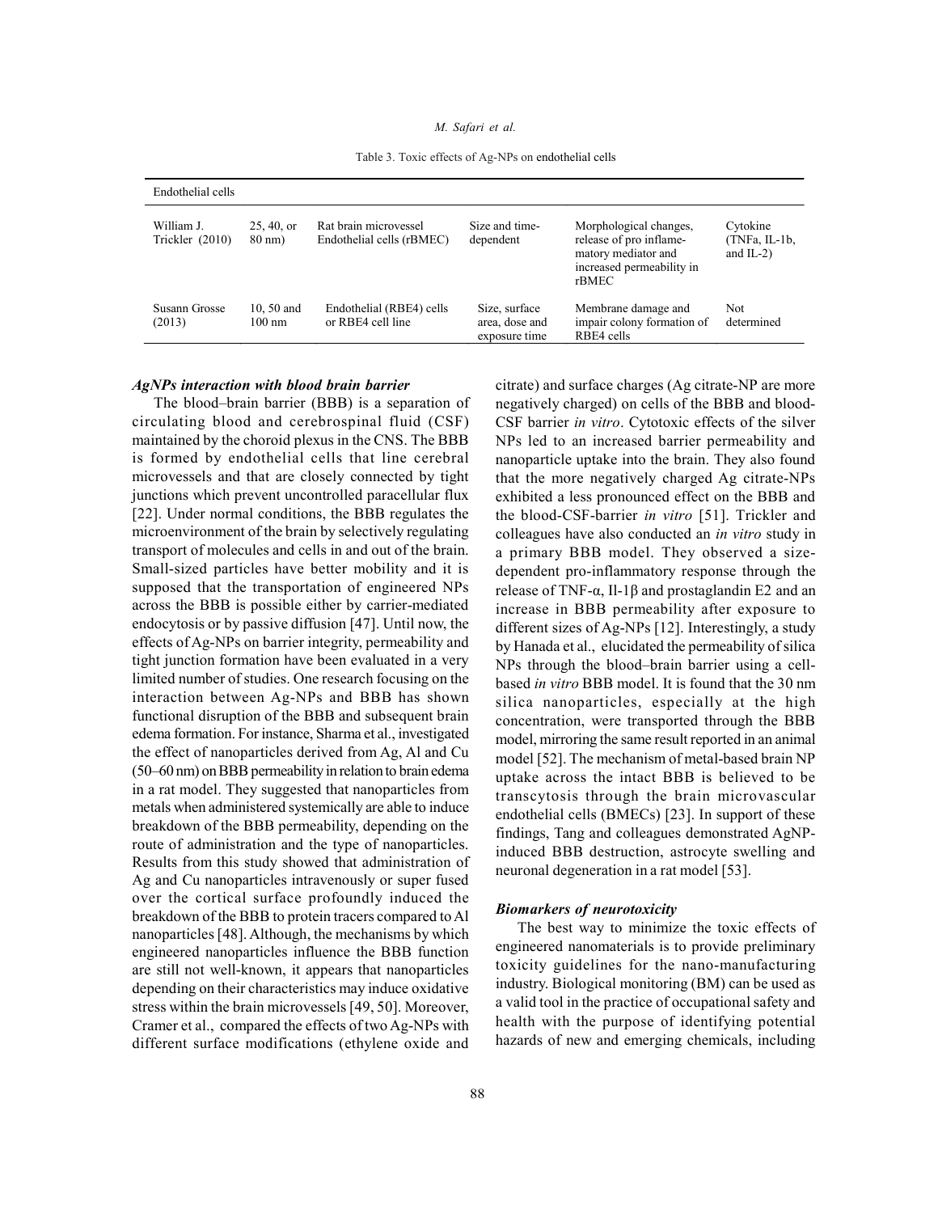Table 3. Toxic effects of Ag-NPs on endothelial cells

| Endothelial cells | | | | | |
|---|---|---|---|---|---|
| William J. Trickler (2010) | 25, 40, or 80 nm) | Rat brain microvessel Endothelial cells (rBMEC) | Size and time-dependent | Morphological changes, release of pro inflamematory mediator and increased permeability in rBMEC | Cytokine (TNFa, IL-1b, and IL-2) |
| Susann Grosse (2013) | 10, 50 and 100 nm | Endothelial (RBE4) cells or RBE4 cell line | Size, surface area, dose and exposure time | Membrane damage and impair colony formation of RBE4 cells | Not determined |

***AgNPs interaction with blood brain barrier***

The blood–brain barrier (BBB) is a separation of circulating blood and cerebrospinal fluid (CSF) maintained by the choroid plexus in the CNS. The BBB is formed by endothelial cells that line cerebral microvessels and that are closely connected by tight junctions which prevent uncontrolled paracellular flux [22]. Under normal conditions, the BBB regulates the microenvironment of the brain by selectively regulating transport of molecules and cells in and out of the brain. Small-sized particles have better mobility and it is supposed that the transportation of engineered NPs across the BBB is possible either by carrier-mediated endocytosis or by passive diffusion [47]. Until now, the effects of Ag-NPs on barrier integrity, permeability and tight junction formation have been evaluated in a very limited number of studies. One research focusing on the interaction between Ag-NPs and BBB has shown functional disruption of the BBB and subsequent brain edema formation. For instance, Sharma et al., investigated the effect of nanoparticles derived from Ag, Al and Cu (50–60 nm) on BBB permeability in relation to brain edema in a rat model. They suggested that nanoparticles from metals when administered systemically are able to induce breakdown of the BBB permeability, depending on the route of administration and the type of nanoparticles. Results from this study showed that administration of Ag and Cu nanoparticles intravenously or super fused over the cortical surface profoundly induced the breakdown of the BBB to protein tracers compared to Al nanoparticles [48]. Although, the mechanisms by which engineered nanoparticles influence the BBB function are still not well-known, it appears that nanoparticles depending on their characteristics may induce oxidative stress within the brain microvessels [49, 50]. Moreover, Cramer et al., compared the effects of two Ag-NPs with different surface modifications (ethylene oxide and citrate) and surface charges (Ag citrate-NP are more negatively charged) on cells of the BBB and blood-CSF barrier *in vitro*. Cytotoxic effects of the silver NPs led to an increased barrier permeability and nanoparticle uptake into the brain. They also found that the more negatively charged Ag citrate-NPs exhibited a less pronounced effect on the BBB and the blood-CSF-barrier *in vitro* [51]. Trickler and colleagues have also conducted an *in vitro* study in a primary BBB model. They observed a size-dependent pro-inflammatory response through the release of TNF-α, Il-1β and prostaglandin E2 and an increase in BBB permeability after exposure to different sizes of Ag-NPs [12]. Interestingly, a study by Hanada et al., elucidated the permeability of silica NPs through the blood–brain barrier using a cell-based *in vitro* BBB model. It is found that the 30 nm silica nanoparticles, especially at the high concentration, were transported through the BBB model, mirroring the same result reported in an animal model [52]. The mechanism of metal-based brain NP uptake across the intact BBB is believed to be transcytosis through the brain microvascular endothelial cells (BMECs) [23]. In support of these findings, Tang and colleagues demonstrated AgNP-induced BBB destruction, astrocyte swelling and neuronal degeneration in a rat model [53].

***Biomarkers of neurotoxicity***

The best way to minimize the toxic effects of engineered nanomaterials is to provide preliminary toxicity guidelines for the nano-manufacturing industry. Biological monitoring (BM) can be used as a valid tool in the practice of occupational safety and health with the purpose of identifying potential hazards of new and emerging chemicals, including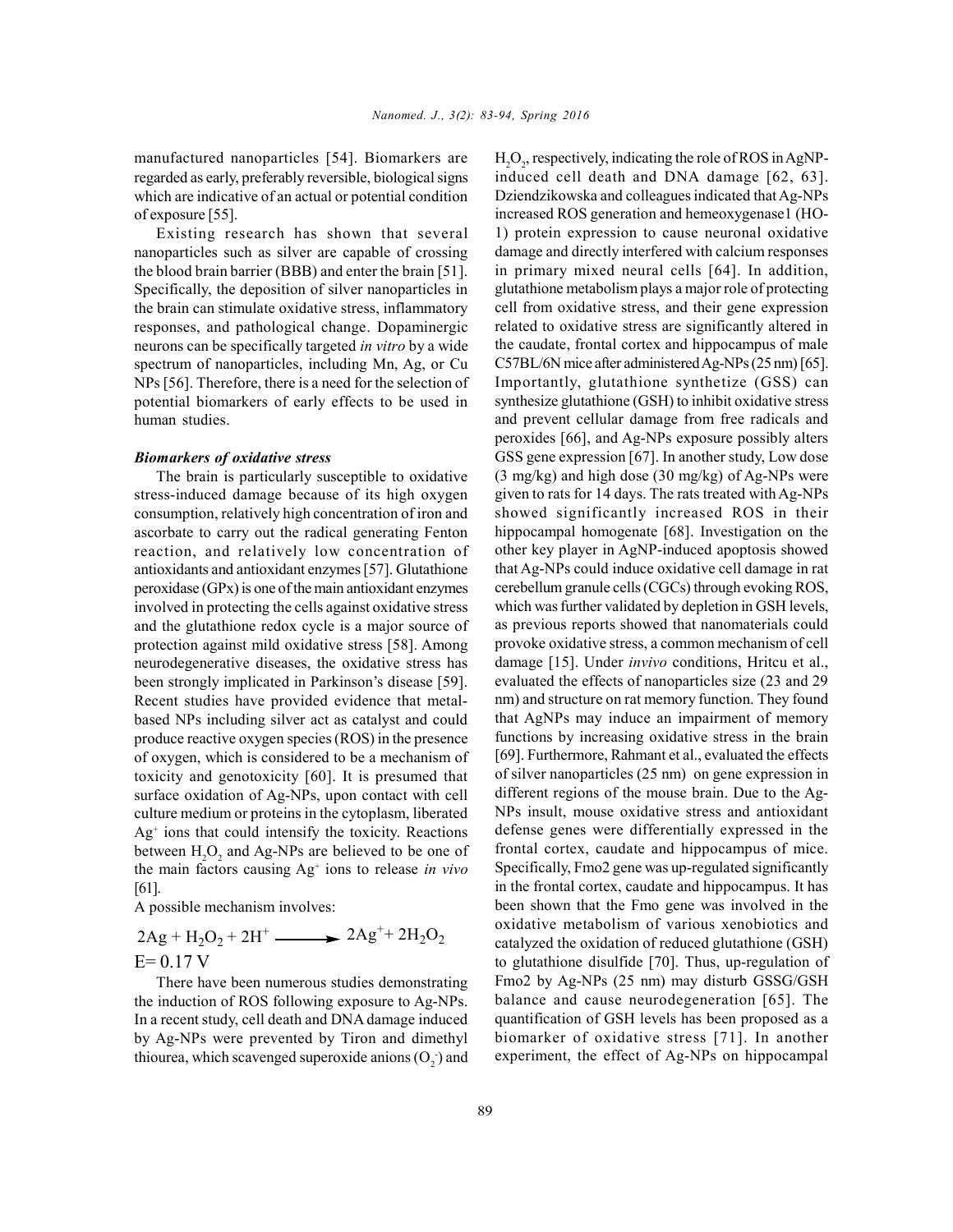manufactured nanoparticles [54]. Biomarkers are regarded as early, preferably reversible, biological signs which are indicative of an actual or potential condition of exposure [55].

Existing research has shown that several nanoparticles such as silver are capable of crossing the blood brain barrier (BBB) and enter the brain [51]. Specifically, the deposition of silver nanoparticles in the brain can stimulate oxidative stress, inflammatory responses, and pathological change. Dopaminergic neurons can be specifically targeted *in vitro* by a wide spectrum of nanoparticles, including Mn, Ag, or Cu NPs [56]. Therefore, there is a need for the selection of potential biomarkers of early effects to be used in human studies.

### *Biomarkers of oxidative stress*

The brain is particularly susceptible to oxidative stress-induced damage because of its high oxygen consumption, relatively high concentration of iron and ascorbate to carry out the radical generating Fenton reaction, and relatively low concentration of antioxidants and antioxidant enzymes [57]. Glutathione peroxidase (GPx) is one of the main antioxidant enzymes involved in protecting the cells against oxidative stress and the glutathione redox cycle is a major source of protection against mild oxidative stress [58]. Among neurodegenerative diseases, the oxidative stress has been strongly implicated in Parkinson's disease [59]. Recent studies have provided evidence that metal-based NPs including silver act as catalyst and could produce reactive oxygen species (ROS) in the presence of oxygen, which is considered to be a mechanism of toxicity and genotoxicity [60]. It is presumed that surface oxidation of Ag-NPs, upon contact with cell culture medium or proteins in the cytoplasm, liberated $Ag^+$ ions that could intensify the toxicity. Reactions between $H_2O_2$ and Ag-NPs are believed to be one of the main factors causing $Ag^+$ ions to release *in vivo* [61].

A possible mechanism involves:

$$2Ag + H_2O_2 + 2H^+ \longrightarrow 2Ag^+ + 2H_2O_2$$

$E = 0.17$ V

There have been numerous studies demonstrating the induction of ROS following exposure to Ag-NPs. In a recent study, cell death and DNA damage induced by Ag-NPs were prevented by Tiron and dimethyl thiourea, which scavenged superoxide anions ($O_2^-$) and $H_2O_2$, respectively, indicating the role of ROS in AgNP-induced cell death and DNA damage [62, 63]. Dziendzikowska and colleagues indicated that Ag-NPs increased ROS generation and hemeoxygenase1 (HO-1) protein expression to cause neuronal oxidative damage and directly interfered with calcium responses in primary mixed neural cells [64]. In addition, glutathione metabolism plays a major role of protecting cell from oxidative stress, and their gene expression related to oxidative stress are significantly altered in the caudate, frontal cortex and hippocampus of male C57BL/6N mice after administered Ag-NPs (25 nm) [65]. Importantly, glutathione synthetize (GSS) can synthesize glutathione (GSH) to inhibit oxidative stress and prevent cellular damage from free radicals and peroxides [66], and Ag-NPs exposure possibly alters GSS gene expression [67]. In another study, Low dose (3 mg/kg) and high dose (30 mg/kg) of Ag-NPs were given to rats for 14 days. The rats treated with Ag-NPs showed significantly increased ROS in their hippocampal homogenate [68]. Investigation on the other key player in AgNP-induced apoptosis showed that Ag-NPs could induce oxidative cell damage in rat cerebellum granule cells (CGCs) through evoking ROS, which was further validated by depletion in GSH levels, as previous reports showed that nanomaterials could provoke oxidative stress, a common mechanism of cell damage [15]. Under *invivo* conditions, Hritcu et al., evaluated the effects of nanoparticles size (23 and 29 nm) and structure on rat memory function. They found that AgNPs may induce an impairment of memory functions by increasing oxidative stress in the brain [69]. Furthermore, Rahmant et al., evaluated the effects of silver nanoparticles (25 nm) on gene expression in different regions of the mouse brain. Due to the Ag-NPs insult, mouse oxidative stress and antioxidant defense genes were differentially expressed in the frontal cortex, caudate and hippocampus of mice. Specifically, Fmo2 gene was up-regulated significantly in the frontal cortex, caudate and hippocampus. It has been shown that the Fmo gene was involved in the oxidative metabolism of various xenobiotics and catalyzed the oxidation of reduced glutathione (GSH) to glutathione disulfide [70]. Thus, up-regulation of Fmo2 by Ag-NPs (25 nm) may disturb GSSG/GSH balance and cause neurodegeneration [65]. The quantification of GSH levels has been proposed as a biomarker of oxidative stress [71]. In another experiment, the effect of Ag-NPs on hippocampal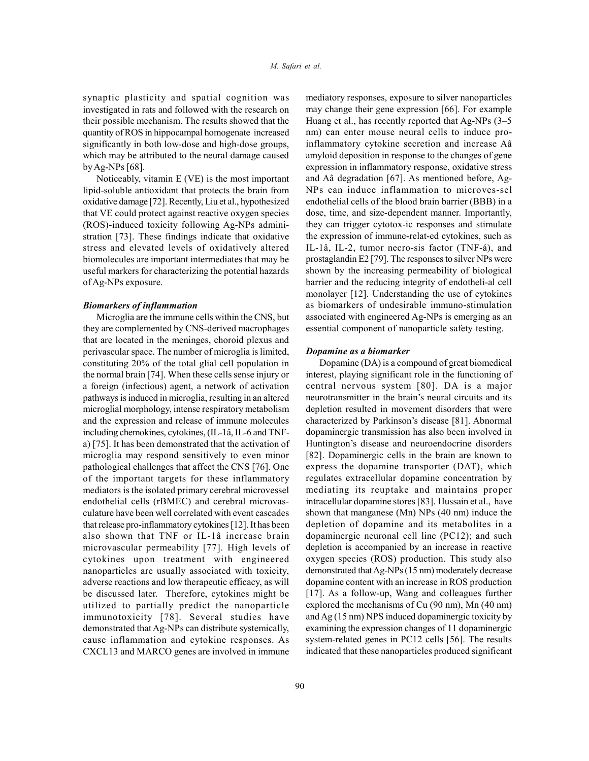synaptic plasticity and spatial cognition was investigated in rats and followed with the research on their possible mechanism. The results showed that the quantity of ROS in hippocampal homogenate increased significantly in both low-dose and high-dose groups, which may be attributed to the neural damage caused by Ag-NPs [68].

Noticeably, vitamin E (VE) is the most important lipid-soluble antioxidant that protects the brain from oxidative damage [72]. Recently, Liu et al., hypothesized that VE could protect against reactive oxygen species (ROS)-induced toxicity following Ag-NPs administration [73]. These findings indicate that oxidative stress and elevated levels of oxidatively altered biomolecules are important intermediates that may be useful markers for characterizing the potential hazards of Ag-NPs exposure.

### *Biomarkers of inflammation*

Microglia are the immune cells within the CNS, but they are complemented by CNS-derived macrophages that are located in the meninges, choroid plexus and perivascular space. The number of microglia is limited, constituting 20% of the total glial cell population in the normal brain [74]. When these cells sense injury or a foreign (infectious) agent, a network of activation pathways is induced in microglia, resulting in an altered microglial morphology, intense respiratory metabolism and the expression and release of immune molecules including chemokines, cytokines, (IL-1â, IL-6 and TNF-a) [75]. It has been demonstrated that the activation of microglia may respond sensitively to even minor pathological challenges that affect the CNS [76]. One of the important targets for these inflammatory mediators is the isolated primary cerebral microvessel endothelial cells (rBMEC) and cerebral microvasculature have been well correlated with event cascades that release pro-inflammatory cytokines [12]. It has been also shown that TNF or IL-1â increase brain microvascular permeability [77]. High levels of cytokines upon treatment with engineered nanoparticles are usually associated with toxicity, adverse reactions and low therapeutic efficacy, as will be discussed later. Therefore, cytokines might be utilized to partially predict the nanoparticle immunotoxicity [78]. Several studies have demonstrated that Ag-NPs can distribute systemically, cause inflammation and cytokine responses. As CXCL13 and MARCO genes are involved in immune mediatory responses, exposure to silver nanoparticles may change their gene expression [66]. For example Huang et al., has recently reported that Ag-NPs (3–5 nm) can enter mouse neural cells to induce pro-inflammatory cytokine secretion and increase Aâ amyloid deposition in response to the changes of gene expression in inflammatory response, oxidative stress and Aâ degradation [67]. As mentioned before, Ag-NPs can induce inflammation to microves-sel endothelial cells of the blood brain barrier (BBB) in a dose, time, and size-dependent manner. Importantly, they can trigger cytotox-ic responses and stimulate the expression of immune-relat-ed cytokines, such as IL-1â, IL-2, tumor necro-sis factor (TNF-á), and prostaglandin E2 [79]. The responses to silver NPs were shown by the increasing permeability of biological barrier and the reducing integrity of endotheli-al cell monolayer [12]. Understanding the use of cytokines as biomarkers of undesirable immuno-stimulation associated with engineered Ag-NPs is emerging as an essential component of nanoparticle safety testing.

### *Dopamine as a biomarker*

Dopamine (DA) is a compound of great biomedical interest, playing significant role in the functioning of central nervous system [80]. DA is a major neurotransmitter in the brain's neural circuits and its depletion resulted in movement disorders that were characterized by Parkinson's disease [81]. Abnormal dopaminergic transmission has also been involved in Huntington's disease and neuroendocrine disorders [82]. Dopaminergic cells in the brain are known to express the dopamine transporter (DAT), which regulates extracellular dopamine concentration by mediating its reuptake and maintains proper intracellular dopamine stores [83]. Hussain et al., have shown that manganese (Mn) NPs (40 nm) induce the depletion of dopamine and its metabolites in a dopaminergic neuronal cell line (PC12); and such depletion is accompanied by an increase in reactive oxygen species (ROS) production. This study also demonstrated that Ag-NPs (15 nm) moderately decrease dopamine content with an increase in ROS production [17]. As a follow-up, Wang and colleagues further explored the mechanisms of Cu (90 nm), Mn (40 nm) and Ag (15 nm) NPS induced dopaminergic toxicity by examining the expression changes of 11 dopaminergic system-related genes in PC12 cells [56]. The results indicated that these nanoparticles produced significant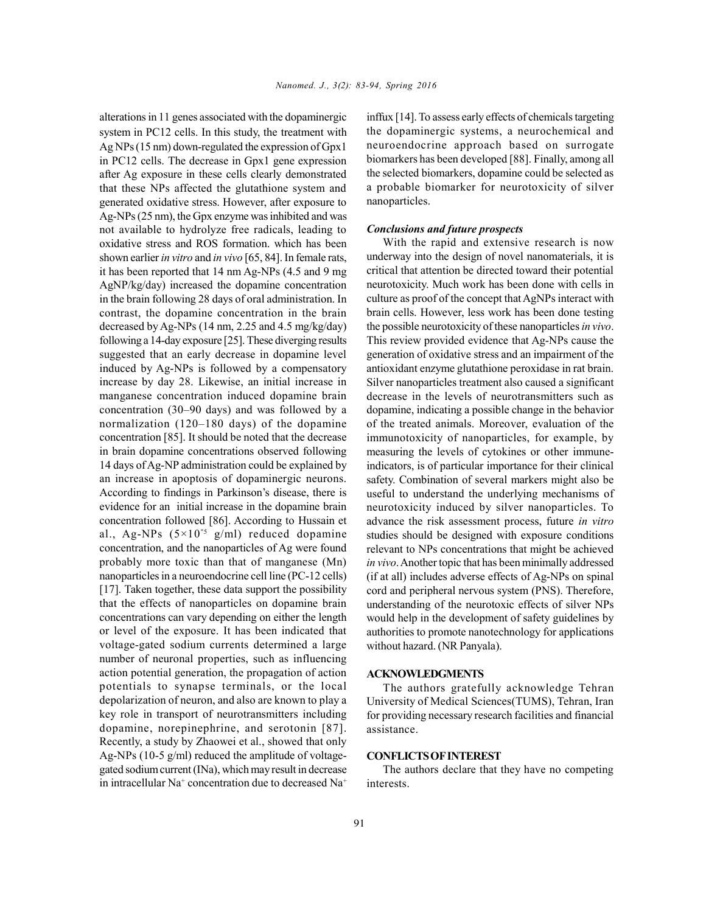alterations in 11 genes associated with the dopaminergic system in PC12 cells. In this study, the treatment with Ag NPs (15 nm) down-regulated the expression of Gpx1 in PC12 cells. The decrease in Gpx1 gene expression after Ag exposure in these cells clearly demonstrated that these NPs affected the glutathione system and generated oxidative stress. However, after exposure to Ag-NPs (25 nm), the Gpx enzyme was inhibited and was not available to hydrolyze free radicals, leading to oxidative stress and ROS formation. which has been shown earlier *in vitro* and *in vivo* [65, 84]. In female rats, it has been reported that 14 nm Ag-NPs (4.5 and 9 mg AgNP/kg/day) increased the dopamine concentration in the brain following 28 days of oral administration. In contrast, the dopamine concentration in the brain decreased by Ag-NPs (14 nm, 2.25 and 4.5 mg/kg/day) following a 14-day exposure [25]. These diverging results suggested that an early decrease in dopamine level induced by Ag-NPs is followed by a compensatory increase by day 28. Likewise, an initial increase in manganese concentration induced dopamine brain concentration (30–90 days) and was followed by a normalization (120–180 days) of the dopamine concentration [85]. It should be noted that the decrease in brain dopamine concentrations observed following 14 days of Ag-NP administration could be explained by an increase in apoptosis of dopaminergic neurons. According to findings in Parkinson's disease, there is evidence for an initial increase in the dopamine brain concentration followed [86]. According to Hussain et al., Ag-NPs ($5\times10^{-5}$ g/ml) reduced dopamine concentration, and the nanoparticles of Ag were found probably more toxic than that of manganese (Mn) nanoparticles in a neuroendocrine cell line (PC-12 cells) [17]. Taken together, these data support the possibility that the effects of nanoparticles on dopamine brain concentrations can vary depending on either the length or level of the exposure. It has been indicated that voltage-gated sodium currents determined a large number of neuronal properties, such as influencing action potential generation, the propagation of action potentials to synapse terminals, or the local depolarization of neuron, and also are known to play a key role in transport of neurotransmitters including dopamine, norepinephrine, and serotonin [87]. Recently, a study by Zhaowei et al., showed that only Ag-NPs (10-5 g/ml) reduced the amplitude of voltage-gated sodium current (INa), which may result in decrease in intracellular $Na^{+}$ concentration due to decreased $Na^{+}$ inffux [14]. To assess early effects of chemicals targeting the dopaminergic systems, a neurochemical and neuroendocrine approach based on surrogate biomarkers has been developed [88]. Finally, among all the selected biomarkers, dopamine could be selected as a probable biomarker for neurotoxicity of silver nanoparticles.

### *Conclusions and future prospects*

With the rapid and extensive research is now underway into the design of novel nanomaterials, it is critical that attention be directed toward their potential neurotoxicity. Much work has been done with cells in culture as proof of the concept that AgNPs interact with brain cells. However, less work has been done testing the possible neurotoxicity of these nanoparticles *in vivo*. This review provided evidence that Ag-NPs cause the generation of oxidative stress and an impairment of the antioxidant enzyme glutathione peroxidase in rat brain. Silver nanoparticles treatment also caused a significant decrease in the levels of neurotransmitters such as dopamine, indicating a possible change in the behavior of the treated animals. Moreover, evaluation of the immunotoxicity of nanoparticles, for example, by measuring the levels of cytokines or other immune-indicators, is of particular importance for their clinical safety. Combination of several markers might also be useful to understand the underlying mechanisms of neurotoxicity induced by silver nanoparticles. To advance the risk assessment process, future *in vitro* studies should be designed with exposure conditions relevant to NPs concentrations that might be achieved *in vivo*. Another topic that has been minimally addressed (if at all) includes adverse effects of Ag-NPs on spinal cord and peripheral nervous system (PNS). Therefore, understanding of the neurotoxic effects of silver NPs would help in the development of safety guidelines by authorities to promote nanotechnology for applications without hazard. (NR Panyala).

## ACKNOWLEDGMENTS

The authors gratefully acknowledge Tehran University of Medical Sciences(TUMS), Tehran, Iran for providing necessary research facilities and financial assistance.

## CONFLICTS OF INTEREST

The authors declare that they have no competing interests.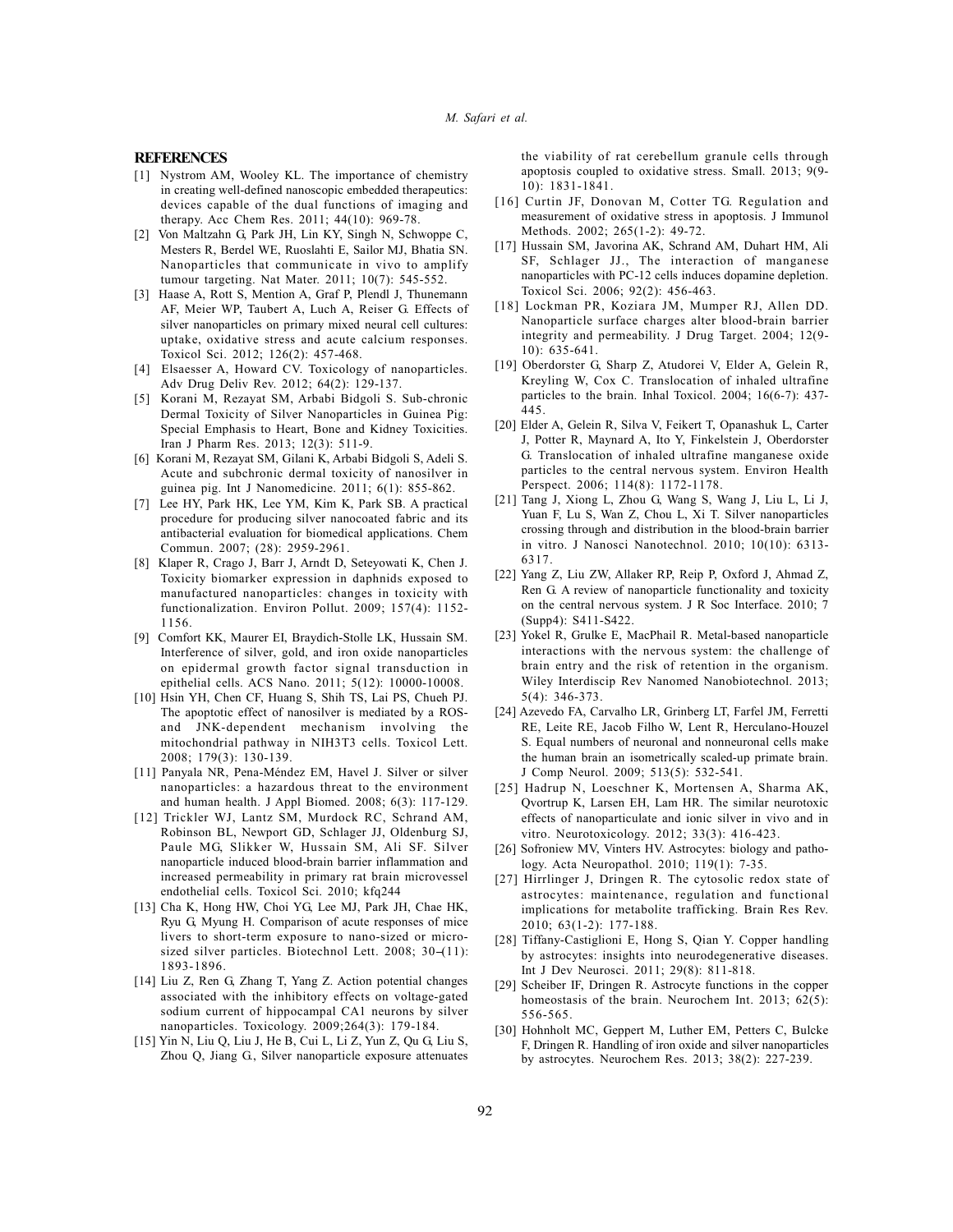## REFERENCES

[1] Nystrom AM, Wooley KL. The importance of chemistry in creating well-defined nanoscopic embedded therapeutics: devices capable of the dual functions of imaging and therapy. Acc Chem Res. 2011; 44(10): 969-78.

[2] Von Maltzahn G, Park JH, Lin KY, Singh N, Schwoppe C, Mesters R, Berdel WE, Ruoslahti E, Sailor MJ, Bhatia SN. Nanoparticles that communicate in vivo to amplify tumour targeting. Nat Mater. 2011; 10(7): 545-552.

[3] Haase A, Rott S, Mention A, Graf P, Plendl J, Thunemann AF, Meier WP, Taubert A, Luch A, Reiser G. Effects of silver nanoparticles on primary mixed neural cell cultures: uptake, oxidative stress and acute calcium responses. Toxicol Sci. 2012; 126(2): 457-468.

[4] Elsaesser A, Howard CV. Toxicology of nanoparticles. Adv Drug Deliv Rev. 2012; 64(2): 129-137.

[5] Korani M, Rezayat SM, Arbabi Bidgoli S. Sub-chronic Dermal Toxicity of Silver Nanoparticles in Guinea Pig: Special Emphasis to Heart, Bone and Kidney Toxicities. Iran J Pharm Res. 2013; 12(3): 511-9.

[6] Korani M, Rezayat SM, Gilani K, Arbabi Bidgoli S, Adeli S. Acute and subchronic dermal toxicity of nanosilver in guinea pig. Int J Nanomedicine. 2011; 6(1): 855-862.

[7] Lee HY, Park HK, Lee YM, Kim K, Park SB. A practical procedure for producing silver nanocoated fabric and its antibacterial evaluation for biomedical applications. Chem Commun. 2007; (28): 2959-2961.

[8] Klaper R, Crago J, Barr J, Arndt D, Seteyowati K, Chen J. Toxicity biomarker expression in daphnids exposed to manufactured nanoparticles: changes in toxicity with functionalization. Environ Pollut. 2009; 157(4): 1152-1156.

[9] Comfort KK, Maurer EI, Braydich-Stolle LK, Hussain SM. Interference of silver, gold, and iron oxide nanoparticles on epidermal growth factor signal transduction in epithelial cells. ACS Nano. 2011; 5(12): 10000-10008.

[10] Hsin YH, Chen CF, Huang S, Shih TS, Lai PS, Chueh PJ. The apoptotic effect of nanosilver is mediated by a ROS- and JNK-dependent mechanism involving the mitochondrial pathway in NIH3T3 cells. Toxicol Lett. 2008; 179(3): 130-139.

[11] Panyala NR, Pena-Méndez EM, Havel J. Silver or silver nanoparticles: a hazardous threat to the environment and human health. J Appl Biomed. 2008; 6(3): 117-129.

[12] Trickler WJ, Lantz SM, Murdock RC, Schrand AM, Robinson BL, Newport GD, Schlager JJ, Oldenburg SJ, Paule MG, Slikker W, Hussain SM, Ali SF. Silver nanoparticle induced blood-brain barrier inflammation and increased permeability in primary rat brain microvessel endothelial cells. Toxicol Sci. 2010; kfq244

[13] Cha K, Hong HW, Choi YG, Lee MJ, Park JH, Chae HK, Ryu G, Myung H. Comparison of acute responses of mice livers to short-term exposure to nano-sized or micro-sized silver particles. Biotechnol Lett. 2008; 30-(11): 1893-1896.

[14] Liu Z, Ren G, Zhang T, Yang Z. Action potential changes associated with the inhibitory effects on voltage-gated sodium current of hippocampal CA1 neurons by silver nanoparticles. Toxicology. 2009;264(3): 179-184.

[15] Yin N, Liu Q, Liu J, He B, Cui L, Li Z, Yun Z, Qu G, Liu S, Zhou Q, Jiang G., Silver nanoparticle exposure attenuates the viability of rat cerebellum granule cells through apoptosis coupled to oxidative stress. Small. 2013; 9(9-10): 1831-1841.

[16] Curtin JF, Donovan M, Cotter TG. Regulation and measurement of oxidative stress in apoptosis. J Immunol Methods. 2002; 265(1-2): 49-72.

[17] Hussain SM, Javorina AK, Schrand AM, Duhart HM, Ali SF, Schlager JJ., The interaction of manganese nanoparticles with PC-12 cells induces dopamine depletion. Toxicol Sci. 2006; 92(2): 456-463.

[18] Lockman PR, Koziara JM, Mumper RJ, Allen DD. Nanoparticle surface charges alter blood-brain barrier integrity and permeability. J Drug Target. 2004; 12(9-10): 635-641.

[19] Oberdorster G, Sharp Z, Atudorei V, Elder A, Gelein R, Kreyling W, Cox C. Translocation of inhaled ultrafine particles to the brain. Inhal Toxicol. 2004; 16(6-7): 437-445.

[20] Elder A, Gelein R, Silva V, Feikert T, Opanashuk L, Carter J, Potter R, Maynard A, Ito Y, Finkelstein J, Oberdorster G. Translocation of inhaled ultrafine manganese oxide particles to the central nervous system. Environ Health Perspect. 2006; 114(8): 1172-1178.

[21] Tang J, Xiong L, Zhou G, Wang S, Wang J, Liu L, Li J, Yuan F, Lu S, Wan Z, Chou L, Xi T. Silver nanoparticles crossing through and distribution in the blood-brain barrier in vitro. J Nanosci Nanotechnol. 2010; 10(10): 6313-6317.

[22] Yang Z, Liu ZW, Allaker RP, Reip P, Oxford J, Ahmad Z, Ren G. A review of nanoparticle functionality and toxicity on the central nervous system. J R Soc Interface. 2010; 7 (Supp4): S411-S422.

[23] Yokel R, Grulke E, MacPhail R. Metal-based nanoparticle interactions with the nervous system: the challenge of brain entry and the risk of retention in the organism. Wiley Interdiscip Rev Nanomed Nanobiotechnol. 2013; 5(4): 346-373.

[24] Azevedo FA, Carvalho LR, Grinberg LT, Farfel JM, Ferretti RE, Leite RE, Jacob Filho W, Lent R, Herculano-Houzel S. Equal numbers of neuronal and nonneuronal cells make the human brain an isometrically scaled-up primate brain. J Comp Neurol. 2009; 513(5): 532-541.

[25] Hadrup N, Loeschner K, Mortensen A, Sharma AK, Qvortrup K, Larsen EH, Lam HR. The similar neurotoxic effects of nanoparticulate and ionic silver in vivo and in vitro. Neurotoxicology. 2012; 33(3): 416-423.

[26] Sofroniew MV, Vinters HV. Astrocytes: biology and pathology. Acta Neuropathol. 2010; 119(1): 7-35.

[27] Hirrlinger J, Dringen R. The cytosolic redox state of astrocytes: maintenance, regulation and functional implications for metabolite trafficking. Brain Res Rev. 2010; 63(1-2): 177-188.

[28] Tiffany-Castiglioni E, Hong S, Qian Y. Copper handling by astrocytes: insights into neurodegenerative diseases. Int J Dev Neurosci. 2011; 29(8): 811-818.

[29] Scheiber IF, Dringen R. Astrocyte functions in the copper homeostasis of the brain. Neurochem Int. 2013; 62(5): 556-565.

[30] Hohnholt MC, Geppert M, Luther EM, Petters C, Bulcke F, Dringen R. Handling of iron oxide and silver nanoparticles by astrocytes. Neurochem Res. 2013; 38(2): 227-239.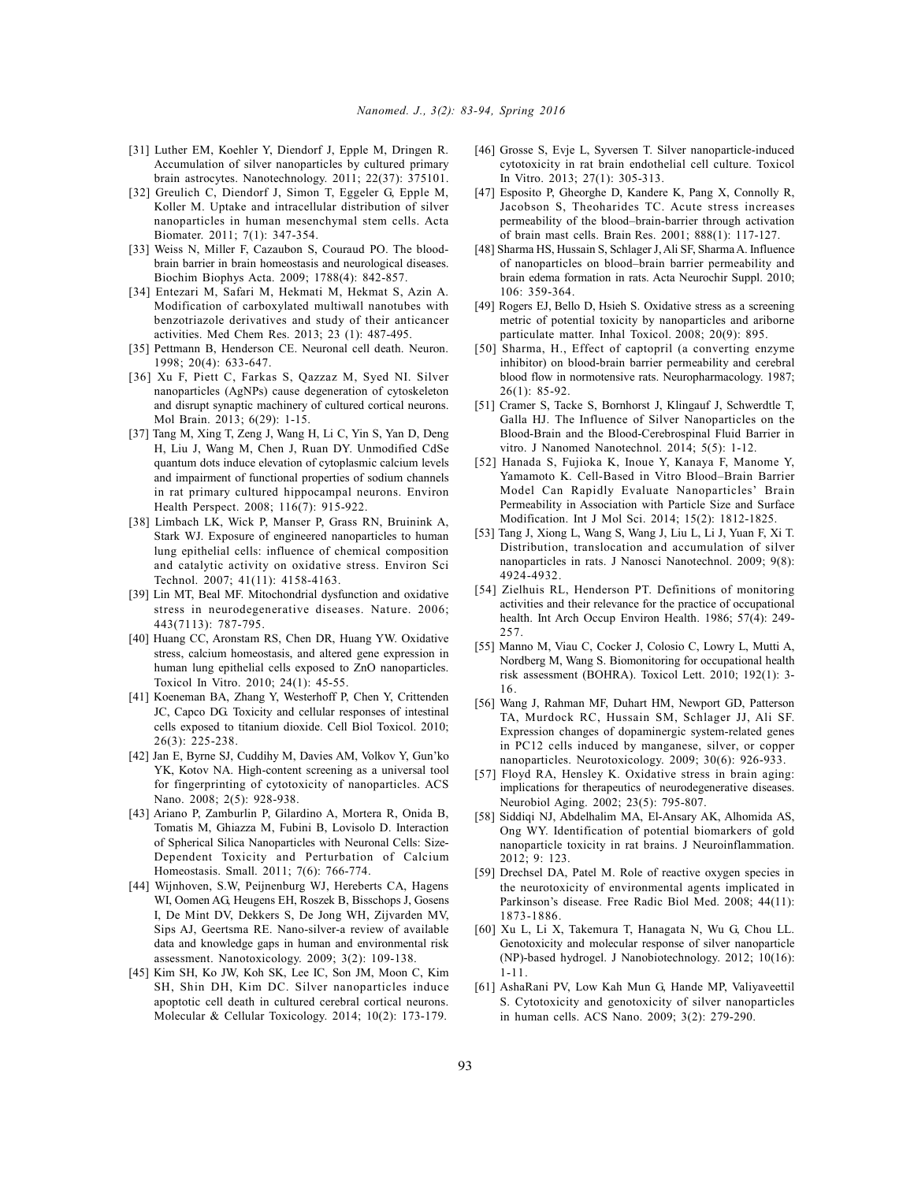[31] Luther EM, Koehler Y, Diendorf J, Epple M, Dringen R. Accumulation of silver nanoparticles by cultured primary brain astrocytes. Nanotechnology. 2011; 22(37): 375101.

[32] Greulich C, Diendorf J, Simon T, Eggeler G, Epple M, Koller M. Uptake and intracellular distribution of silver nanoparticles in human mesenchymal stem cells. Acta Biomater. 2011; 7(1): 347-354.

[33] Weiss N, Miller F, Cazaubon S, Couraud PO. The blood-brain barrier in brain homeostasis and neurological diseases. Biochim Biophys Acta. 2009; 1788(4): 842-857.

[34] Entezari M, Safari M, Hekmati M, Hekmat S, Azin A. Modification of carboxylated multiwall nanotubes with benzotriazole derivatives and study of their anticancer activities. Med Chem Res. 2013; 23 (1): 487-495.

[35] Pettmann B, Henderson CE. Neuronal cell death. Neuron. 1998; 20(4): 633-647.

[36] Xu F, Piett C, Farkas S, Qazzaz M, Syed NI. Silver nanoparticles (AgNPs) cause degeneration of cytoskeleton and disrupt synaptic machinery of cultured cortical neurons. Mol Brain. 2013; 6(29): 1-15.

[37] Tang M, Xing T, Zeng J, Wang H, Li C, Yin S, Yan D, Deng H, Liu J, Wang M, Chen J, Ruan DY. Unmodified CdSe quantum dots induce elevation of cytoplasmic calcium levels and impairment of functional properties of sodium channels in rat primary cultured hippocampal neurons. Environ Health Perspect. 2008; 116(7): 915-922.

[38] Limbach LK, Wick P, Manser P, Grass RN, Bruinink A, Stark WJ. Exposure of engineered nanoparticles to human lung epithelial cells: influence of chemical composition and catalytic activity on oxidative stress. Environ Sci Technol. 2007; 41(11): 4158-4163.

[39] Lin MT, Beal MF. Mitochondrial dysfunction and oxidative stress in neurodegenerative diseases. Nature. 2006; 443(7113): 787-795.

[40] Huang CC, Aronstam RS, Chen DR, Huang YW. Oxidative stress, calcium homeostasis, and altered gene expression in human lung epithelial cells exposed to ZnO nanoparticles. Toxicol In Vitro. 2010; 24(1): 45-55.

[41] Koeneman BA, Zhang Y, Westerhoff P, Chen Y, Crittenden JC, Capco DG. Toxicity and cellular responses of intestinal cells exposed to titanium dioxide. Cell Biol Toxicol. 2010; 26(3): 225-238.

[42] Jan E, Byrne SJ, Cuddihy M, Davies AM, Volkov Y, Gun'ko YK, Kotov NA. High-content screening as a universal tool for fingerprinting of cytotoxicity of nanoparticles. ACS Nano. 2008; 2(5): 928-938.

[43] Ariano P, Zamburlin P, Gilardino A, Mortera R, Onida B, Tomatis M, Ghiazza M, Fubini B, Lovisolo D. Interaction of Spherical Silica Nanoparticles with Neuronal Cells: Size-Dependent Toxicity and Perturbation of Calcium Homeostasis. Small. 2011; 7(6): 766-774.

[44] Wijnhoven, S.W, Peijnenburg WJ, Herberts CA, Hagens WI, Oomen AG, Heugens EH, Roszek B, Bisschops J, Gosens I, De Mint DV, Dekkers S, De Jong WH, Zijvarden MV, Sips AJ, Geertsma RE. Nano-silver-a review of available data and knowledge gaps in human and environmental risk assessment. Nanotoxicology. 2009; 3(2): 109-138.

[45] Kim SH, Ko JW, Koh SK, Lee IC, Son JM, Moon C, Kim SH, Shin DH, Kim DC. Silver nanoparticles induce apoptotic cell death in cultured cerebral cortical neurons. Molecular & Cellular Toxicology. 2014; 10(2): 173-179.

[46] Grosse S, Evje L, Syversen T. Silver nanoparticle-induced cytotoxicity in rat brain endothelial cell culture. Toxicol In Vitro. 2013; 27(1): 305-313.

[47] Esposito P, Gheorghe D, Kandere K, Pang X, Connolly R, Jacobson S, Theoharides TC. Acute stress increases permeability of the blood–brain-barrier through activation of brain mast cells. Brain Res. 2001; 888(1): 117-127.

[48] Sharma HS, Hussain S, Schlager J, Ali SF, Sharma A. Influence of nanoparticles on blood–brain barrier permeability and brain edema formation in rats. Acta Neurochir Suppl. 2010; 106: 359-364.

[49] Rogers EJ, Bello D, Hsieh S. Oxidative stress as a screening metric of potential toxicity by nanoparticles and ariborne particulate matter. Inhal Toxicol. 2008; 20(9): 895.

[50] Sharma, H., Effect of captopril (a converting enzyme inhibitor) on blood-brain barrier permeability and cerebral blood flow in normotensive rats. Neuropharmacology. 1987; 26(1): 85-92.

[51] Cramer S, Tacke S, Bornhorst J, Klingauf J, Schwerdtle T, Galla HJ. The Influence of Silver Nanoparticles on the Blood-Brain and the Blood-Cerebrospinal Fluid Barrier in vitro. J Nanomed Nanotechnol. 2014; 5(5): 1-12.

[52] Hanada S, Fujioka K, Inoue Y, Kanaya F, Manome Y, Yamamoto K. Cell-Based in Vitro Blood–Brain Barrier Model Can Rapidly Evaluate Nanoparticles' Brain Permeability in Association with Particle Size and Surface Modification. Int J Mol Sci. 2014; 15(2): 1812-1825.

[53] Tang J, Xiong L, Wang S, Wang J, Liu L, Li J, Yuan F, Xi T. Distribution, translocation and accumulation of silver nanoparticles in rats. J Nanosci Nanotechnol. 2009; 9(8): 4924-4932.

[54] Zielhuis RL, Henderson PT. Definitions of monitoring activities and their relevance for the practice of occupational health. Int Arch Occup Environ Health. 1986; 57(4): 249-257.

[55] Manno M, Viau C, Cocker J, Colosio C, Lowry L, Mutti A, Nordberg M, Wang S. Biomonitoring for occupational health risk assessment (BOHRA). Toxicol Lett. 2010; 192(1): 3-16.

[56] Wang J, Rahman MF, Duhart HM, Newport GD, Patterson TA, Murdock RC, Hussain SM, Schlager JJ, Ali SF. Expression changes of dopaminergic system-related genes in PC12 cells induced by manganese, silver, or copper nanoparticles. Neurotoxicology. 2009; 30(6): 926-933.

[57] Floyd RA, Hensley K. Oxidative stress in brain aging: implications for therapeutics of neurodegenerative diseases. Neurobiol Aging. 2002; 23(5): 795-807.

[58] Siddiqi NJ, Abdelhalim MA, El-Ansary AK, Alhomida AS, Ong WY. Identification of potential biomarkers of gold nanoparticle toxicity in rat brains. J Neuroinflammation. 2012; 9: 123.

[59] Drechsel DA, Patel M. Role of reactive oxygen species in the neurotoxicity of environmental agents implicated in Parkinson's disease. Free Radic Biol Med. 2008; 44(11): 1873-1886.

[60] Xu L, Li X, Takemura T, Hanagata N, Wu G, Chou LL. Genotoxicity and molecular response of silver nanoparticle (NP)-based hydrogel. J Nanobiotechnology. 2012; 10(16): 1-11.

[61] AshaRani PV, Low Kah Mun G, Hande MP, Valiyaveettil S. Cytotoxicity and genotoxicity of silver nanoparticles in human cells. ACS Nano. 2009; 3(2): 279-290.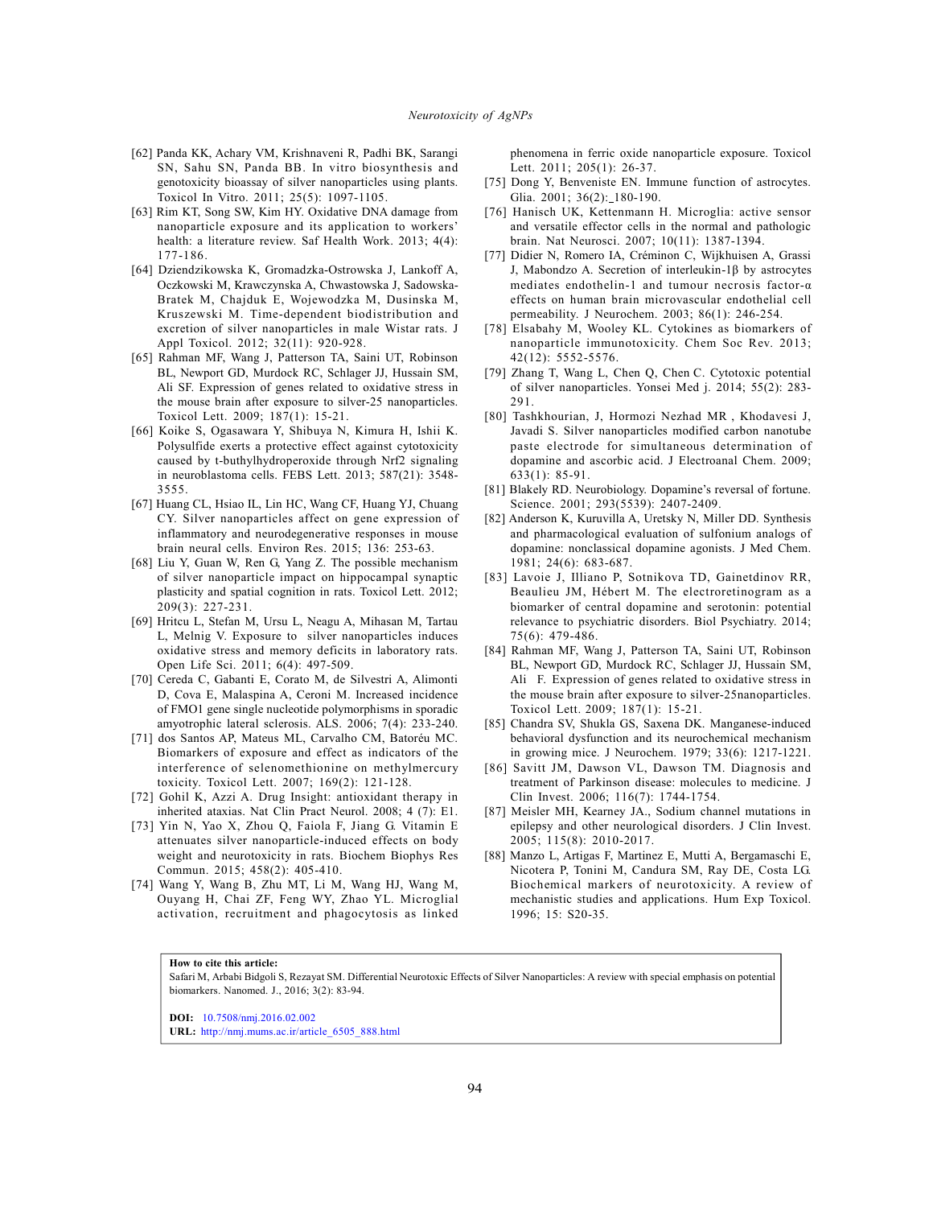[62] Panda KK, Achary VM, Krishnaveni R, Padhi BK, Sarangi SN, Sahu SN, Panda BB. In vitro biosynthesis and genotoxicity bioassay of silver nanoparticles using plants. Toxicol In Vitro. 2011; 25(5): 1097-1105.

[63] Rim KT, Song SW, Kim HY. Oxidative DNA damage from nanoparticle exposure and its application to workers' health: a literature review. Saf Health Work. 2013; 4(4): 177-186.

[64] Dziendzikowska K, Gromadzka-Ostrowska J, Lankoff A, Oczkowski M, Krawczynska A, Chwastowska J, Sadowska-Bratek M, Chajduk E, Wojewodzka M, Dusinska M, Kruszewski M. Time-dependent biodistribution and excretion of silver nanoparticles in male Wistar rats. J Appl Toxicol. 2012; 32(11): 920-928.

[65] Rahman MF, Wang J, Patterson TA, Saini UT, Robinson BL, Newport GD, Murdock RC, Schlager JJ, Hussain SM, Ali SF. Expression of genes related to oxidative stress in the mouse brain after exposure to silver-25 nanoparticles. Toxicol Lett. 2009; 187(1): 15-21.

[66] Koike S, Ogasawara Y, Shibuya N, Kimura H, Ishii K. Polysulfide exerts a protective effect against cytotoxicity caused by t-buthylhydroperoxide through Nrf2 signaling in neuroblastoma cells. FEBS Lett. 2013; 587(21): 3548-3555.

[67] Huang CL, Hsiao IL, Lin HC, Wang CF, Huang YJ, Chuang CY. Silver nanoparticles affect on gene expression of inflammatory and neurodegenerative responses in mouse brain neural cells. Environ Res. 2015; 136: 253-63.

[68] Liu Y, Guan W, Ren G, Yang Z. The possible mechanism of silver nanoparticle impact on hippocampal synaptic plasticity and spatial cognition in rats. Toxicol Lett. 2012; 209(3): 227-231.

[69] Hritcu L, Stefan M, Ursu L, Neagu A, Mihasan M, Tartau L, Melnig V. Exposure to silver nanoparticles induces oxidative stress and memory deficits in laboratory rats. Open Life Sci. 2011; 6(4): 497-509.

[70] Cereda C, Gabanti E, Corato M, de Silvestri A, Alimonti D, Cova E, Malaspina A, Ceroni M. Increased incidence of FMO1 gene single nucleotide polymorphisms in sporadic amyotrophic lateral sclerosis. ALS. 2006; 7(4): 233-240.

[71] dos Santos AP, Mateus ML, Carvalho CM, Batoréu MC. Biomarkers of exposure and effect as indicators of the interference of selenomethionine on methylmercury toxicity. Toxicol Lett. 2007; 169(2): 121-128.

[72] Gohil K, Azzi A. Drug Insight: antioxidant therapy in inherited ataxias. Nat Clin Pract Neurol. 2008; 4 (7): E1.

[73] Yin N, Yao X, Zhou Q, Faiola F, Jiang G. Vitamin E attenuates silver nanoparticle-induced effects on body weight and neurotoxicity in rats. Biochem Biophys Res Commun. 2015; 458(2): 405-410.

[74] Wang Y, Wang B, Zhu MT, Li M, Wang HJ, Wang M, Ouyang H, Chai ZF, Feng WY, Zhao YL. Microglial activation, recruitment and phagocytosis as linked phenomena in ferric oxide nanoparticle exposure. Toxicol Lett. 2011; 205(1): 26-37.

[75] Dong Y, Benveniste EN. Immune function of astrocytes. Glia. 2001; 36(2): 180-190.

[76] Hanisch UK, Kettenmann H. Microglia: active sensor and versatile effector cells in the normal and pathologic brain. Nat Neurosci. 2007; 10(11): 1387-1394.

[77] Didier N, Romero IA, Créminon C, Wijkhuisen A, Grassi J, Mabondzo A. Secretion of interleukin-1β by astrocytes mediates endothelin-1 and tumour necrosis factor-α effects on human brain microvascular endothelial cell permeability. J Neurochem. 2003; 86(1): 246-254.

[78] Elsabahy M, Wooley KL. Cytokines as biomarkers of nanoparticle immunotoxicity. Chem Soc Rev. 2013; 42(12): 5552-5576.

[79] Zhang T, Wang L, Chen Q, Chen C. Cytotoxic potential of silver nanoparticles. Yonsei Med j. 2014; 55(2): 283-291.

[80] Tashkhourian, J, Hormozi Nezhad MR , Khodavesi J, Javadi S. Silver nanoparticles modified carbon nanotube paste electrode for simultaneous determination of dopamine and ascorbic acid. J Electroanal Chem. 2009; 633(1): 85-91.

[81] Blakely RD. Neurobiology. Dopamine's reversal of fortune. Science. 2001; 293(5539): 2407-2409.

[82] Anderson K, Kuruvilla A, Uretsky N, Miller DD. Synthesis and pharmacological evaluation of sulfonium analogs of dopamine: nonclassical dopamine agonists. J Med Chem. 1981; 24(6): 683-687.

[83] Lavoie J, Illiano P, Sotnikova TD, Gainetdinov RR, Beaulieu JM, Hébert M. The electroretinogram as a biomarker of central dopamine and serotonin: potential relevance to psychiatric disorders. Biol Psychiatry. 2014; 75(6): 479-486.

[84] Rahman MF, Wang J, Patterson TA, Saini UT, Robinson BL, Newport GD, Murdock RC, Schlager JJ, Hussain SM, Ali F. Expression of genes related to oxidative stress in the mouse brain after exposure to silver-25nanoparticles. Toxicol Lett. 2009; 187(1): 15-21.

[85] Chandra SV, Shukla GS, Saxena DK. Manganese-induced behavioral dysfunction and its neurochemical mechanism in growing mice. J Neurochem. 1979; 33(6): 1217-1221.

[86] Savitt JM, Dawson VL, Dawson TM. Diagnosis and treatment of Parkinson disease: molecules to medicine. J Clin Invest. 2006; 116(7): 1744-1754.

[87] Meisler MH, Kearney JA., Sodium channel mutations in epilepsy and other neurological disorders. J Clin Invest. 2005; 115(8): 2010-2017.

[88] Manzo L, Artigas F, Martinez E, Mutti A, Bergamaschi E, Nicotera P, Tonini M, Candura SM, Ray DE, Costa LG. Biochemical markers of neurotoxicity. A review of mechanistic studies and applications. Hum Exp Toxicol. 1996; 15: S20-35.

**How to cite this article:**
Safari M, Arbabi Bidgoli S, Rezayat SM. Differential Neurotoxic Effects of Silver Nanoparticles: A review with special emphasis on potential biomarkers. Nanomed. J., 2016; 3(2): 83-94.

**DOI:** 10.7508/nmj.2016.02.002
**URL:** http://nmj.mums.ac.ir/article_6505_888.html